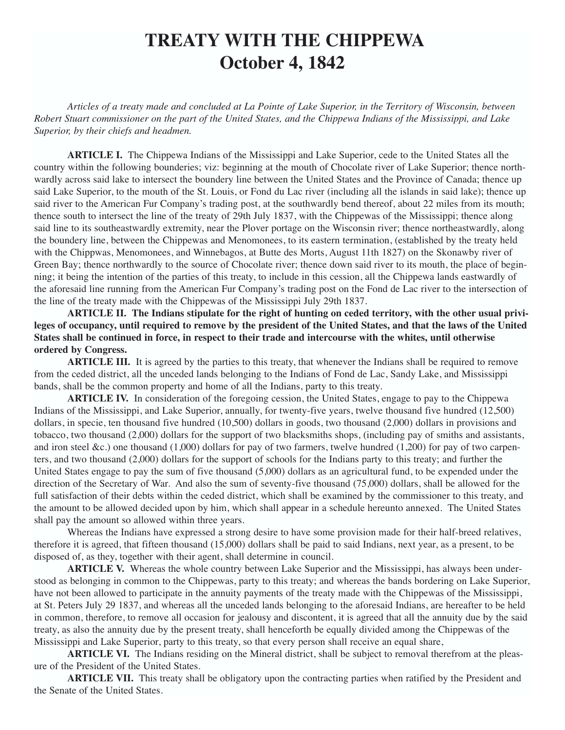# TREATY WITH THE CHIPPEWA
# October 4, 1842

*Articles of a treaty made and concluded at La Pointe of Lake Superior, in the Territory of Wisconsin, between Robert Stuart commissioner on the part of the United States, and the Chippewa Indians of the Mississippi, and Lake Superior, by their chiefs and headmen.*

**ARTICLE I.** The Chippewa Indians of the Mississippi and Lake Superior, cede to the United States all the country within the following bounderies; viz: beginning at the mouth of Chocolate river of Lake Superior; thence northwardly across said lake to intersect the boundery line between the United States and the Province of Canada; thence up said Lake Superior, to the mouth of the St. Louis, or Fond du Lac river (including all the islands in said lake); thence up said river to the American Fur Company's trading post, at the southwardly bend thereof, about 22 miles from its mouth; thence south to intersect the line of the treaty of 29th July 1837, with the Chippewas of the Mississippi; thence along said line to its southeastwardly extremity, near the Plover portage on the Wisconsin river; thence northeastwardly, along the boundery line, between the Chippewas and Menomonees, to its eastern termination, (established by the treaty held with the Chippwas, Menomonees, and Winnebagos, at Butte des Morts, August 11th 1827) on the Skonawby river of Green Bay; thence northwardly to the source of Chocolate river; thence down said river to its mouth, the place of beginning; it being the intention of the parties of this treaty, to include in this cession, all the Chippewa lands eastwardly of the aforesaid line running from the American Fur Company's trading post on the Fond de Lac river to the intersection of the line of the treaty made with the Chippewas of the Mississippi July 29th 1837.

**ARTICLE II. The Indians stipulate for the right of hunting on ceded territory, with the other usual privileges of occupancy, until required to remove by the president of the United States, and that the laws of the United States shall be continued in force, in respect to their trade and intercourse with the whites, until otherwise ordered by Congress.**

**ARTICLE III.** It is agreed by the parties to this treaty, that whenever the Indians shall be required to remove from the ceded district, all the unceded lands belonging to the Indians of Fond de Lac, Sandy Lake, and Mississippi bands, shall be the common property and home of all the Indians, party to this treaty.

**ARTICLE IV.** In consideration of the foregoing cession, the United States, engage to pay to the Chippewa Indians of the Mississippi, and Lake Superior, annually, for twenty-five years, twelve thousand five hundred (12,500) dollars, in specie, ten thousand five hundred (10,500) dollars in goods, two thousand (2,000) dollars in provisions and tobacco, two thousand (2,000) dollars for the support of two blacksmiths shops, (including pay of smiths and assistants, and iron steel &c.) one thousand (1,000) dollars for pay of two farmers, twelve hundred (1,200) for pay of two carpenters, and two thousand (2,000) dollars for the support of schools for the Indians party to this treaty; and further the United States engage to pay the sum of five thousand (5,000) dollars as an agricultural fund, to be expended under the direction of the Secretary of War. And also the sum of seventy-five thousand (75,000) dollars, shall be allowed for the full satisfaction of their debts within the ceded district, which shall be examined by the commissioner to this treaty, and the amount to be allowed decided upon by him, which shall appear in a schedule hereunto annexed. The United States shall pay the amount so allowed within three years.

Whereas the Indians have expressed a strong desire to have some provision made for their half-breed relatives, therefore it is agreed, that fifteen thousand (15,000) dollars shall be paid to said Indians, next year, as a present, to be disposed of, as they, together with their agent, shall determine in council.

**ARTICLE V.** Whereas the whole country between Lake Superior and the Mississippi, has always been understood as belonging in common to the Chippewas, party to this treaty; and whereas the bands bordering on Lake Superior, have not been allowed to participate in the annuity payments of the treaty made with the Chippewas of the Mississippi, at St. Peters July 29 1837, and whereas all the unceded lands belonging to the aforesaid Indians, are hereafter to be held in common, therefore, to remove all occasion for jealousy and discontent, it is agreed that all the annuity due by the said treaty, as also the annuity due by the present treaty, shall henceforth be equally divided among the Chippewas of the Mississippi and Lake Superior, party to this treaty, so that every person shall receive an equal share,

**ARTICLE VI.** The Indians residing on the Mineral district, shall be subject to removal therefrom at the pleasure of the President of the United States.

**ARTICLE VII.** This treaty shall be obligatory upon the contracting parties when ratified by the President and the Senate of the United States.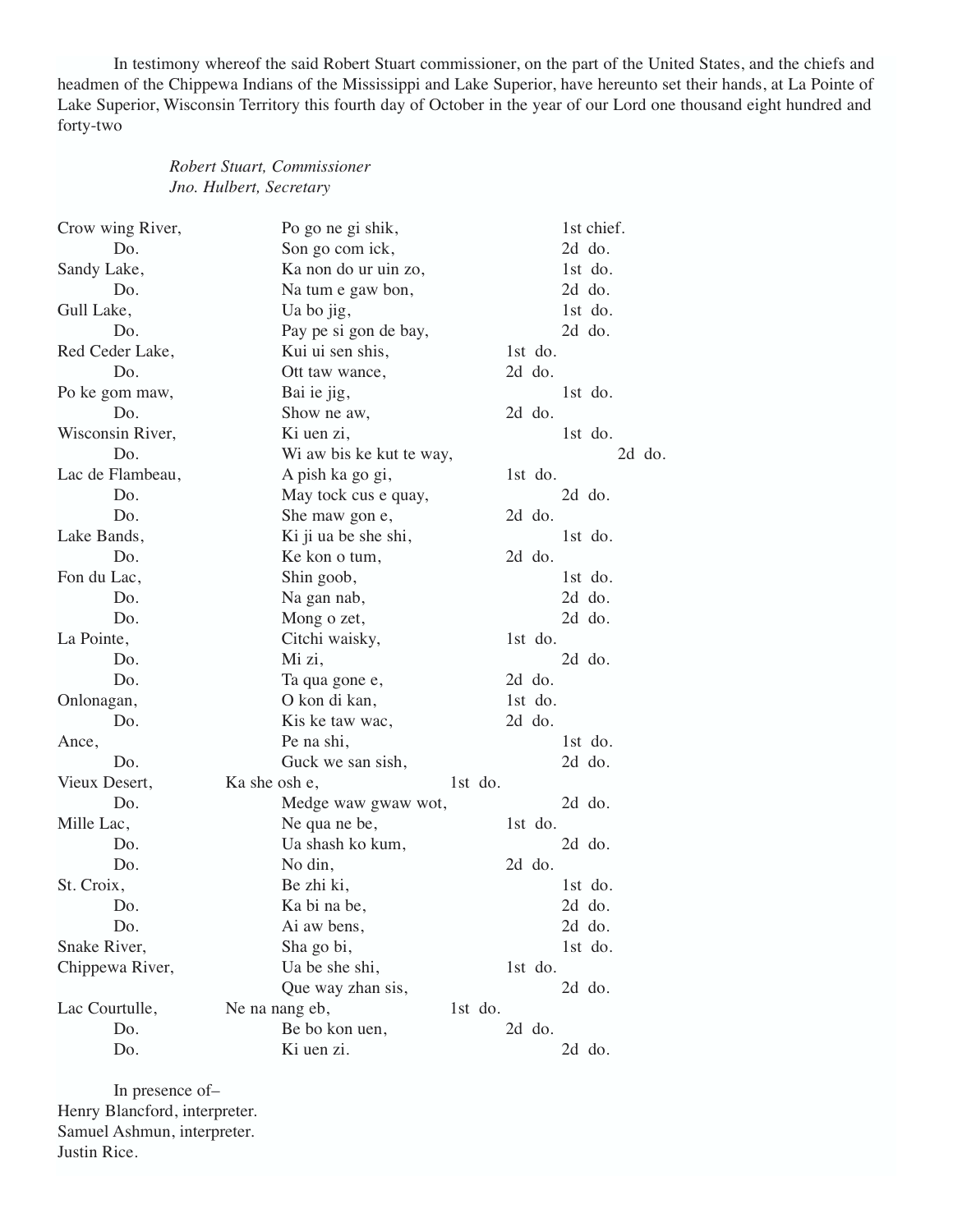In testimony whereof the said Robert Stuart commissioner, on the part of the United States, and the chiefs and headmen of the Chippewa Indians of the Mississippi and Lake Superior, have hereunto set their hands, at La Pointe of Lake Superior, Wisconsin Territory this fourth day of October in the year of our Lord one thousand eight hundred and forty-two

*Robert Stuart, Commissioner*
*Jno. Hulbert, Secretary*

| | | |
|---|---|---|
| Crow wing River, | Po go ne gi shik, | 1st chief. |
| Do. | Son go com ick, | 2d do. |
| Sandy Lake, | Ka non do ur uin zo, | 1st do. |
| Do. | Na tum e gaw bon, | 2d do. |
| Gull Lake, | Ua bo jig, | 1st do. |
| Do. | Pay pe si gon de bay, | 2d do. |
| Red Ceder Lake, | Kui ui sen shis, | 1st do. |
| Do. | Ott taw wance, | 2d do. |
| Po ke gom maw, | Bai ie jig, | 1st do. |
| Do. | Show ne aw, | 2d do. |
| Wisconsin River, | Ki uen zi, | 1st do. |
| Do. | Wi aw bis ke kut te way, | 2d do. |
| Lac de Flambeau, | A pish ka go gi, | 1st do. |
| Do. | May tock cus e quay, | 2d do. |
| Do. | She maw gon e, | 2d do. |
| Lake Bands, | Ki ji ua be she shi, | 1st do. |
| Do. | Ke kon o tum, | 2d do. |
| Fon du Lac, | Shin goob, | 1st do. |
| Do. | Na gan nab, | 2d do. |
| Do. | Mong o zet, | 2d do. |
| La Pointe, | Citchi waisky, | 1st do. |
| Do. | Mi zi, | 2d do. |
| Do. | Ta qua gone e, | 2d do. |
| Onlonagan, | O kon di kan, | 1st do. |
| Do. | Kis ke taw wac, | 2d do. |
| Ance, | Pe na shi, | 1st do. |
| Do. | Guck we san sish, | 2d do. |
| Vieux Desert, | Ka she osh e, | 1st do. |
| Do. | Medge waw gwaw wot, | 2d do. |
| Mille Lac, | Ne qua ne be, | 1st do. |
| Do. | Ua shash ko kum, | 2d do. |
| Do. | No din, | 2d do. |
| St. Croix, | Be zhi ki, | 1st do. |
| Do. | Ka bi na be, | 2d do. |
| Do. | Ai aw bens, | 2d do. |
| Snake River, | Sha go bi, | 1st do. |
| Chippewa River, | Ua be she shi, | 1st do. |
| | Que way zhan sis, | 2d do. |
| Lac Courtulle, | Ne na nang eb, | 1st do. |
| Do. | Be bo kon uen, | 2d do. |
| Do. | Ki uen zi. | 2d do. |

In presence of–
Henry Blancford, interpreter.
Samuel Ashmun, interpreter.
Justin Rice.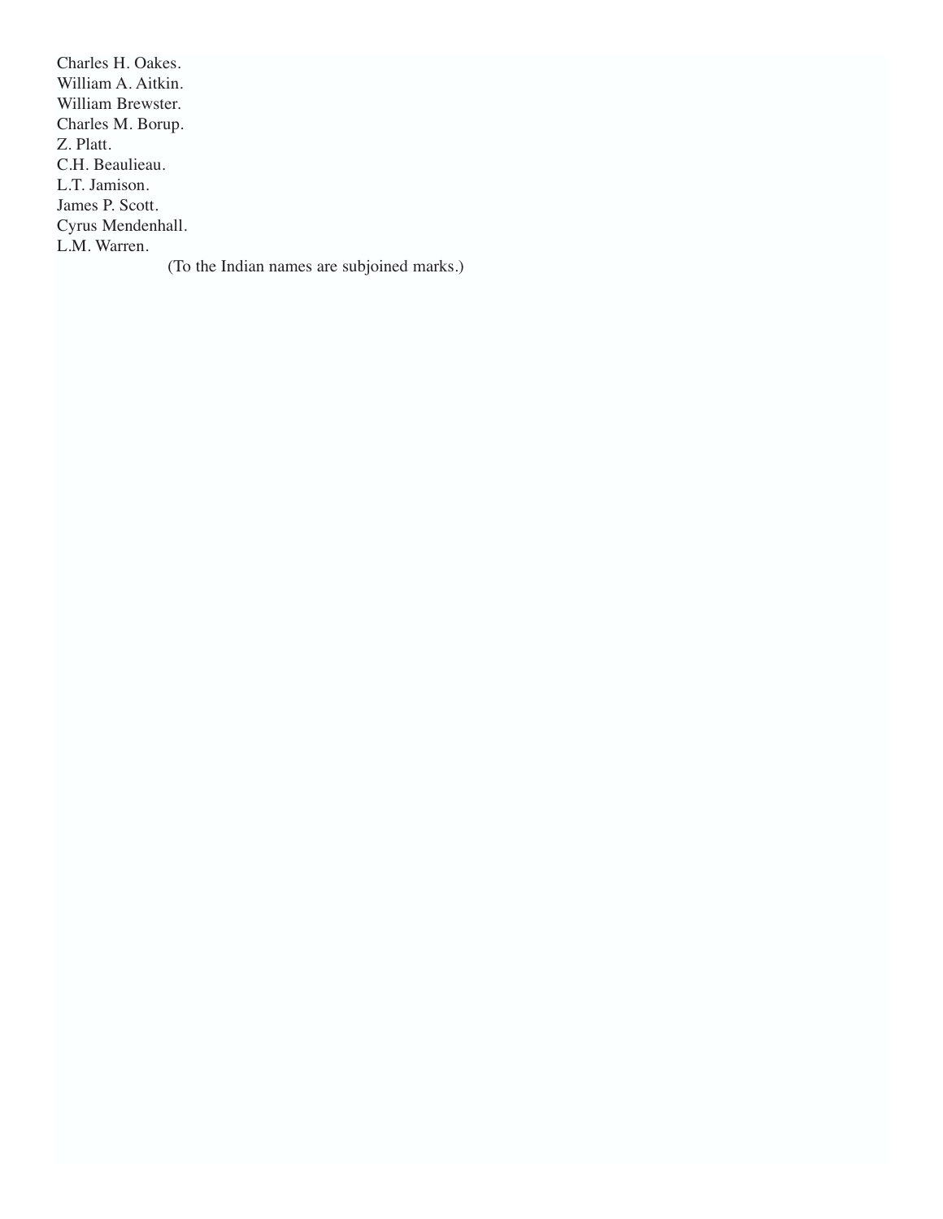Charles H. Oakes.
William A. Aitkin.
William Brewster.
Charles M. Borup.
Z. Platt.
C.H. Beaulieau.
L.T. Jamison.
James P. Scott.
Cyrus Mendenhall.
L.M. Warren.

(To the Indian names are subjoined marks.)